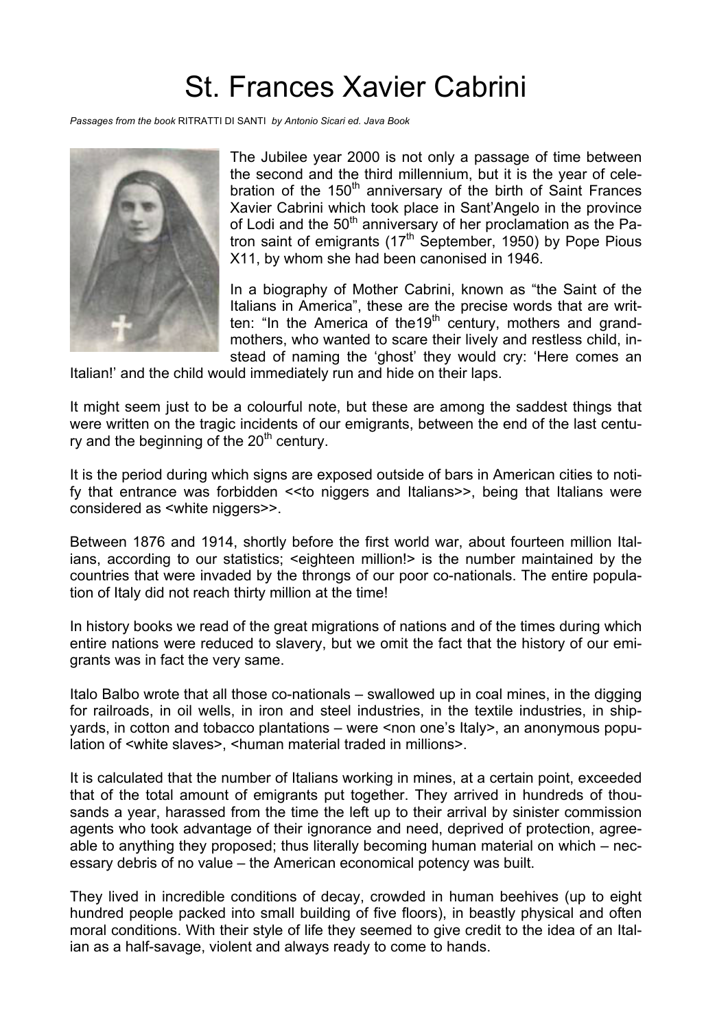# St. Frances Xavier Cabrini

*Passages from the book* RITRATTI DI SANTI *by Antonio Sicari ed. Java Book*

The Jubilee year 2000 is not only a passage of time between the second and the third millennium, but it is the year of celebration of the 150th anniversary of the birth of Saint Frances Xavier Cabrini which took place in Sant'Angelo in the province of Lodi and the 50th anniversary of her proclamation as the Patron saint of emigrants (17th September, 1950) by Pope Pious X11, by whom she had been canonised in 1946.

In a biography of Mother Cabrini, known as "the Saint of the Italians in America", these are the precise words that are written: "In the America of the19th century, mothers and grandmothers, who wanted to scare their lively and restless child, instead of naming the 'ghost' they would cry: 'Here comes an Italian!' and the child would immediately run and hide on their laps.

It might seem just to be a colourful note, but these are among the saddest things that were written on the tragic incidents of our emigrants, between the end of the last century and the beginning of the 20th century.

It is the period during which signs are exposed outside of bars in American cities to notify that entrance was forbidden <<to niggers and Italians>>, being that Italians were considered as <white niggers>>.

Between 1876 and 1914, shortly before the first world war, about fourteen million Italians, according to our statistics; <eighteen million!> is the number maintained by the countries that were invaded by the throngs of our poor co-nationals. The entire population of Italy did not reach thirty million at the time!

In history books we read of the great migrations of nations and of the times during which entire nations were reduced to slavery, but we omit the fact that the history of our emigrants was in fact the very same.

Italo Balbo wrote that all those co-nationals – swallowed up in coal mines, in the digging for railroads, in oil wells, in iron and steel industries, in the textile industries, in shipyards, in cotton and tobacco plantations – were <non one's Italy>, an anonymous population of <white slaves>, <human material traded in millions>.

It is calculated that the number of Italians working in mines, at a certain point, exceeded that of the total amount of emigrants put together. They arrived in hundreds of thousands a year, harassed from the time the left up to their arrival by sinister commission agents who took advantage of their ignorance and need, deprived of protection, agreeable to anything they proposed; thus literally becoming human material on which – necessary debris of no value – the American economical potency was built.

They lived in incredible conditions of decay, crowded in human beehives (up to eight hundred people packed into small building of five floors), in beastly physical and often moral conditions. With their style of life they seemed to give credit to the idea of an Italian as a half-savage, violent and always ready to come to hands.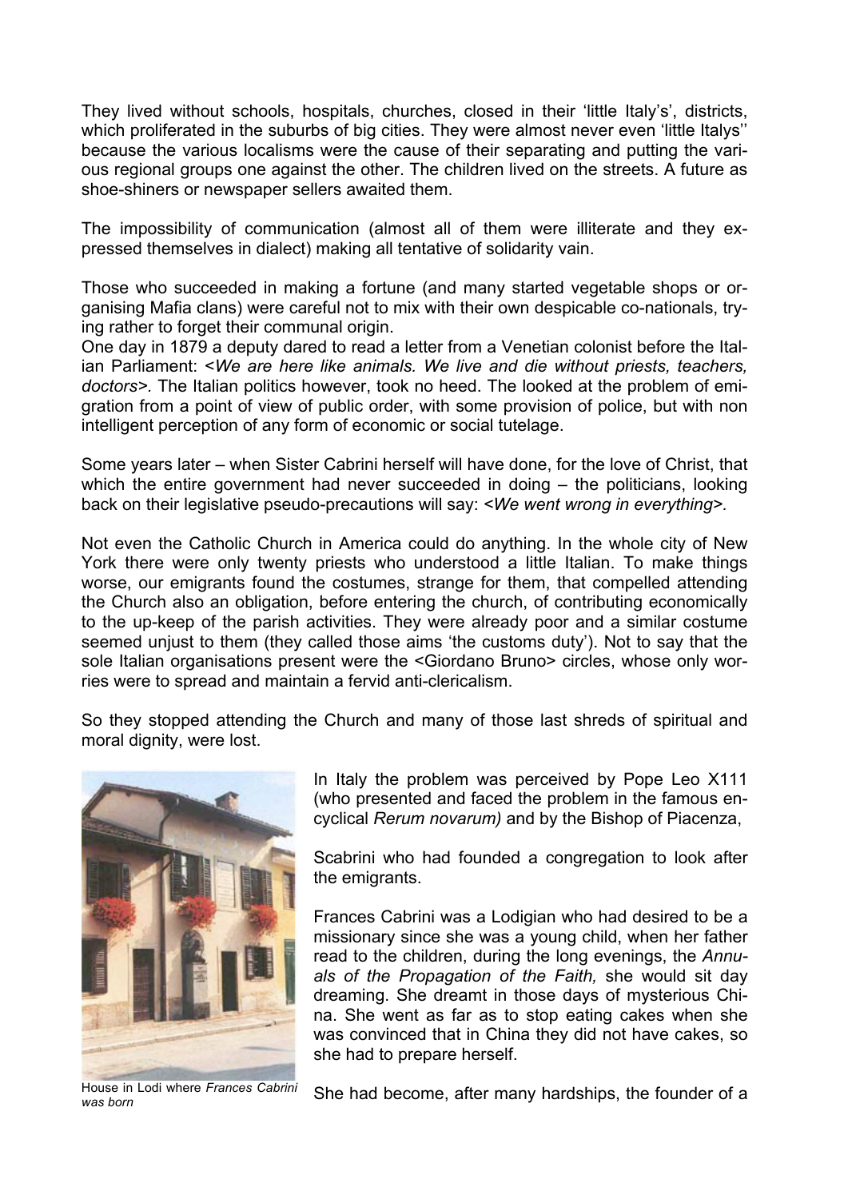They lived without schools, hospitals, churches, closed in their 'little Italy's', districts, which proliferated in the suburbs of big cities. They were almost never even 'little Italys'' because the various localisms were the cause of their separating and putting the various regional groups one against the other. The children lived on the streets. A future as shoe-shiners or newspaper sellers awaited them.

The impossibility of communication (almost all of them were illiterate and they expressed themselves in dialect) making all tentative of solidarity vain.

Those who succeeded in making a fortune (and many started vegetable shops or organising Mafia clans) were careful not to mix with their own despicable co-nationals, trying rather to forget their communal origin.
One day in 1879 a deputy dared to read a letter from a Venetian colonist before the Italian Parliament: <*We are here like animals. We live and die without priests, teachers, doctors*>. The Italian politics however, took no heed. The looked at the problem of emigration from a point of view of public order, with some provision of police, but with non intelligent perception of any form of economic or social tutelage.

Some years later – when Sister Cabrini herself will have done, for the love of Christ, that which the entire government had never succeeded in doing – the politicians, looking back on their legislative pseudo-precautions will say: <*We went wrong in everything*>.

Not even the Catholic Church in America could do anything. In the whole city of New York there were only twenty priests who understood a little Italian. To make things worse, our emigrants found the costumes, strange for them, that compelled attending the Church also an obligation, before entering the church, of contributing economically to the up-keep of the parish activities. They were already poor and a similar costume seemed unjust to them (they called those aims 'the customs duty'). Not to say that the sole Italian organisations present were the <Giordano Bruno> circles, whose only worries were to spread and maintain a fervid anti-clericalism.

So they stopped attending the Church and many of those last shreds of spiritual and moral dignity, were lost.

In Italy the problem was perceived by Pope Leo X111 (who presented and faced the problem in the famous encyclical *Rerum novarum)* and by the Bishop of Piacenza,

Scabrini who had founded a congregation to look after the emigrants.

Frances Cabrini was a Lodigian who had desired to be a missionary since she was a young child, when her father read to the children, during the long evenings, the *Annuals of the Propagation of the Faith,* she would sit day dreaming. She dreamt in those days of mysterious China. She went as far as to stop eating cakes when she was convinced that in China they did not have cakes, so she had to prepare herself.

House in Lodi where *Frances Cabrini was born*

She had become, after many hardships, the founder of a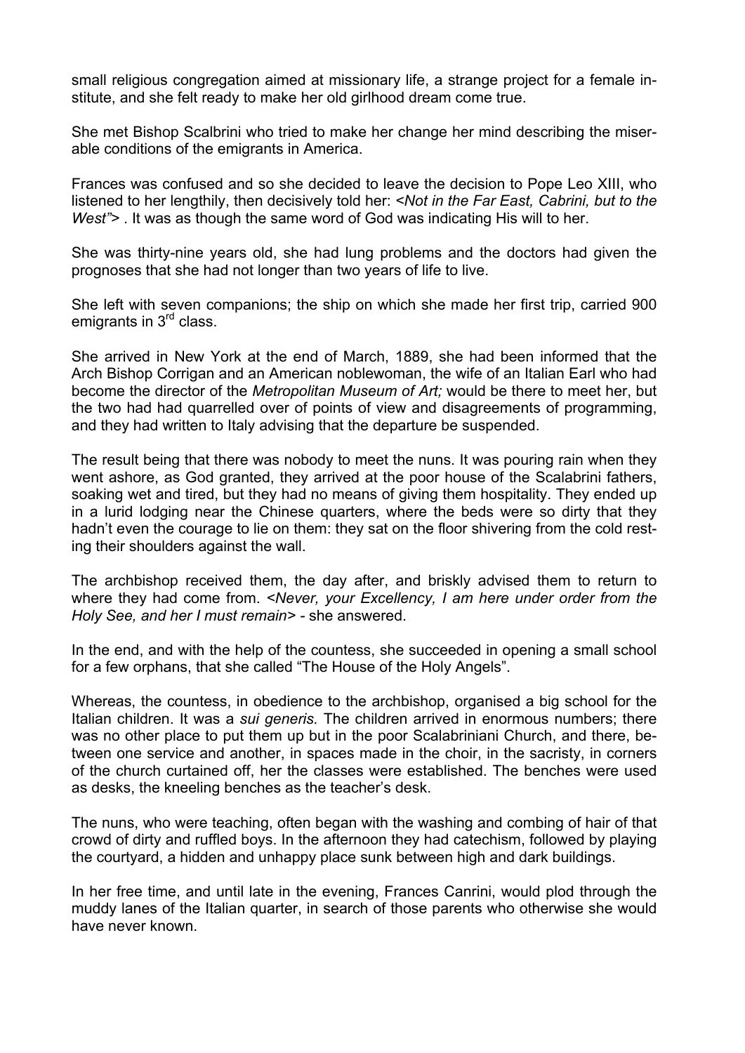small religious congregation aimed at missionary life, a strange project for a female institute, and she felt ready to make her old girlhood dream come true.

She met Bishop Scalbrini who tried to make her change her mind describing the miserable conditions of the emigrants in America.

Frances was confused and so she decided to leave the decision to Pope Leo XIII, who listened to her lengthily, then decisively told her: <*Not in the Far East, Cabrini, but to the West"*> . It was as though the same word of God was indicating His will to her.

She was thirty-nine years old, she had lung problems and the doctors had given the prognoses that she had not longer than two years of life to live.

She left with seven companions; the ship on which she made her first trip, carried 900 emigrants in 3rd class.

She arrived in New York at the end of March, 1889, she had been informed that the Arch Bishop Corrigan and an American noblewoman, the wife of an Italian Earl who had become the director of the *Metropolitan Museum of Art;* would be there to meet her, but the two had had quarrelled over of points of view and disagreements of programming, and they had written to Italy advising that the departure be suspended.

The result being that there was nobody to meet the nuns. It was pouring rain when they went ashore, as God granted, they arrived at the poor house of the Scalabrini fathers, soaking wet and tired, but they had no means of giving them hospitality. They ended up in a lurid lodging near the Chinese quarters, where the beds were so dirty that they hadn't even the courage to lie on them: they sat on the floor shivering from the cold resting their shoulders against the wall.

The archbishop received them, the day after, and briskly advised them to return to where they had come from. <*Never, your Excellency, I am here under order from the Holy See, and her I must remain*> - she answered.

In the end, and with the help of the countess, she succeeded in opening a small school for a few orphans, that she called "The House of the Holy Angels".

Whereas, the countess, in obedience to the archbishop, organised a big school for the Italian children. It was a *sui generis.* The children arrived in enormous numbers; there was no other place to put them up but in the poor Scalabriniani Church, and there, between one service and another, in spaces made in the choir, in the sacristy, in corners of the church curtained off, her the classes were established. The benches were used as desks, the kneeling benches as the teacher's desk.

The nuns, who were teaching, often began with the washing and combing of hair of that crowd of dirty and ruffled boys. In the afternoon they had catechism, followed by playing the courtyard, a hidden and unhappy place sunk between high and dark buildings.

In her free time, and until late in the evening, Frances Canrini, would plod through the muddy lanes of the Italian quarter, in search of those parents who otherwise she would have never known.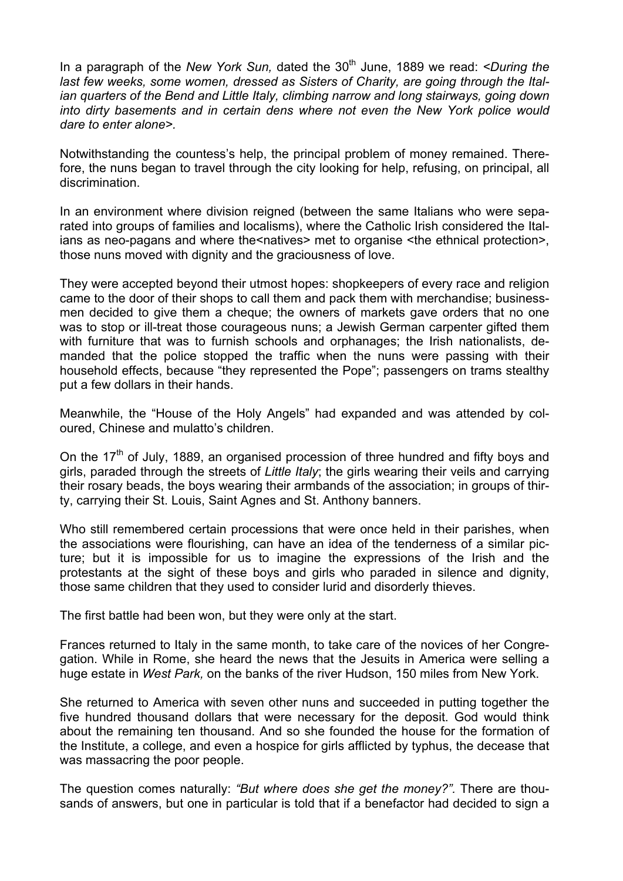In a paragraph of the *New York Sun,* dated the 30th June, 1889 we read: <*During the last few weeks, some women, dressed as Sisters of Charity, are going through the Italian quarters of the Bend and Little Italy, climbing narrow and long stairways, going down into dirty basements and in certain dens where not even the New York police would dare to enter alone*>.

Notwithstanding the countess's help, the principal problem of money remained. Therefore, the nuns began to travel through the city looking for help, refusing, on principal, all discrimination.

In an environment where division reigned (between the same Italians who were separated into groups of families and localisms), where the Catholic Irish considered the Italians as neo-pagans and where the<natives> met to organise <the ethnical protection>, those nuns moved with dignity and the graciousness of love.

They were accepted beyond their utmost hopes: shopkeepers of every race and religion came to the door of their shops to call them and pack them with merchandise; businessmen decided to give them a cheque; the owners of markets gave orders that no one was to stop or ill-treat those courageous nuns; a Jewish German carpenter gifted them with furniture that was to furnish schools and orphanages; the Irish nationalists, demanded that the police stopped the traffic when the nuns were passing with their household effects, because "they represented the Pope"; passengers on trams stealthy put a few dollars in their hands.

Meanwhile, the "House of the Holy Angels" had expanded and was attended by coloured, Chinese and mulatto's children.

On the 17th of July, 1889, an organised procession of three hundred and fifty boys and girls, paraded through the streets of *Little Italy*; the girls wearing their veils and carrying their rosary beads, the boys wearing their armbands of the association; in groups of thirty, carrying their St. Louis, Saint Agnes and St. Anthony banners.

Who still remembered certain processions that were once held in their parishes, when the associations were flourishing, can have an idea of the tenderness of a similar picture; but it is impossible for us to imagine the expressions of the Irish and the protestants at the sight of these boys and girls who paraded in silence and dignity, those same children that they used to consider lurid and disorderly thieves.

The first battle had been won, but they were only at the start.

Frances returned to Italy in the same month, to take care of the novices of her Congregation. While in Rome, she heard the news that the Jesuits in America were selling a huge estate in *West Park,* on the banks of the river Hudson, 150 miles from New York.

She returned to America with seven other nuns and succeeded in putting together the five hundred thousand dollars that were necessary for the deposit. God would think about the remaining ten thousand. And so she founded the house for the formation of the Institute, a college, and even a hospice for girls afflicted by typhus, the decease that was massacring the poor people.

The question comes naturally: *"But where does she get the money?".* There are thousands of answers, but one in particular is told that if a benefactor had decided to sign a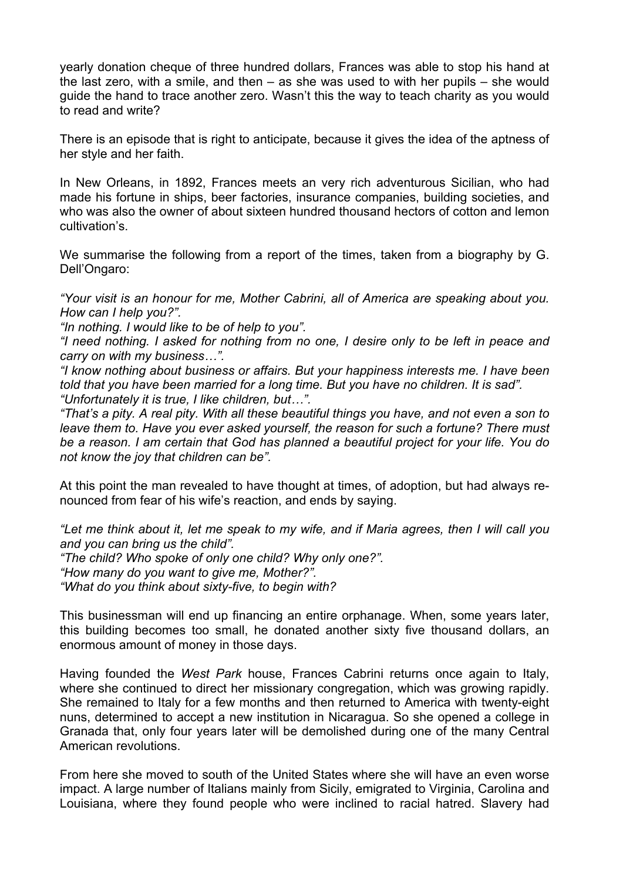yearly donation cheque of three hundred dollars, Frances was able to stop his hand at the last zero, with a smile, and then – as she was used to with her pupils – she would guide the hand to trace another zero. Wasn't this the way to teach charity as you would to read and write?

There is an episode that is right to anticipate, because it gives the idea of the aptness of her style and her faith.

In New Orleans, in 1892, Frances meets an very rich adventurous Sicilian, who had made his fortune in ships, beer factories, insurance companies, building societies, and who was also the owner of about sixteen hundred thousand hectors of cotton and lemon cultivation's.

We summarise the following from a report of the times, taken from a biography by G. Dell'Ongaro:

*"Your visit is an honour for me, Mother Cabrini, all of America are speaking about you. How can I help you?".*

*"In nothing. I would like to be of help to you".*

*"I need nothing. I asked for nothing from no one, I desire only to be left in peace and carry on with my business…".*

*"I know nothing about business or affairs. But your happiness interests me. I have been told that you have been married for a long time. But you have no children. It is sad".*

*"Unfortunately it is true, I like children, but…".*

*"That's a pity. A real pity. With all these beautiful things you have, and not even a son to leave them to. Have you ever asked yourself, the reason for such a fortune? There must be a reason. I am certain that God has planned a beautiful project for your life. You do not know the joy that children can be".*

At this point the man revealed to have thought at times, of adoption, but had always re-nounced from fear of his wife's reaction, and ends by saying.

*"Let me think about it, let me speak to my wife, and if Maria agrees, then I will call you and you can bring us the child".*

*"The child? Who spoke of only one child? Why only one?".*

*"How many do you want to give me, Mother?".*

*"What do you think about sixty-five, to begin with?*

This businessman will end up financing an entire orphanage. When, some years later, this building becomes too small, he donated another sixty five thousand dollars, an enormous amount of money in those days.

Having founded the *West Park* house, Frances Cabrini returns once again to Italy, where she continued to direct her missionary congregation, which was growing rapidly. She remained to Italy for a few months and then returned to America with twenty-eight nuns, determined to accept a new institution in Nicaragua. So she opened a college in Granada that, only four years later will be demolished during one of the many Central American revolutions.

From here she moved to south of the United States where she will have an even worse impact. A large number of Italians mainly from Sicily, emigrated to Virginia, Carolina and Louisiana, where they found people who were inclined to racial hatred. Slavery had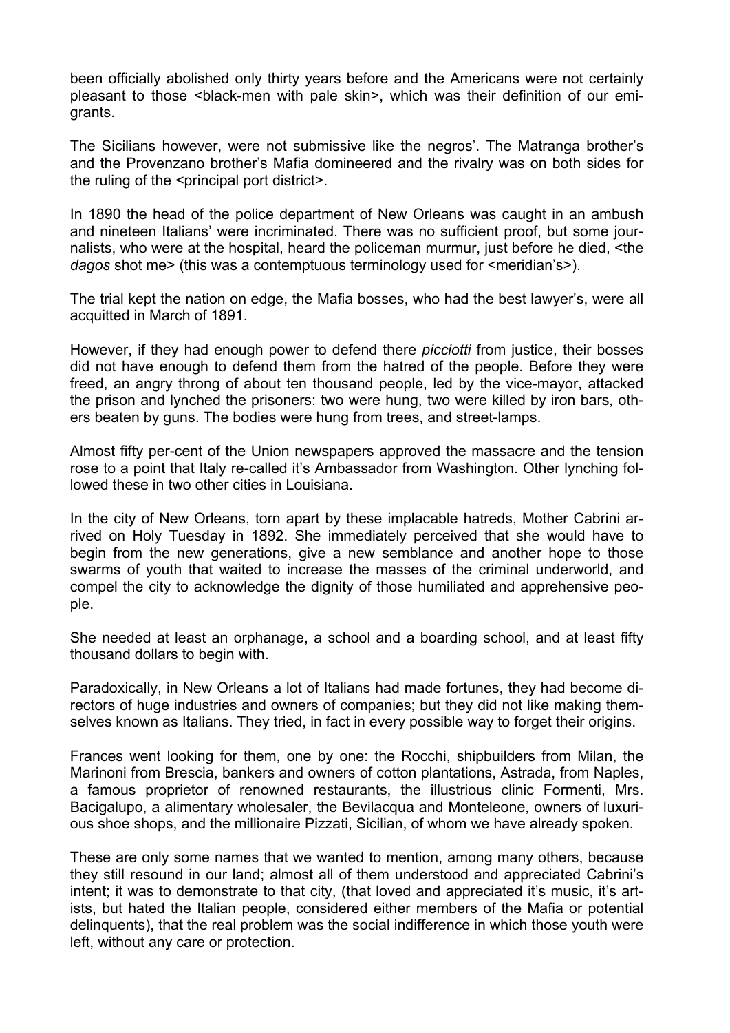been officially abolished only thirty years before and the Americans were not certainly pleasant to those <black-men with pale skin>, which was their definition of our emigrants.

The Sicilians however, were not submissive like the negros'. The Matranga brother's and the Provenzano brother's Mafia domineered and the rivalry was on both sides for the ruling of the <principal port district>.

In 1890 the head of the police department of New Orleans was caught in an ambush and nineteen Italians' were incriminated. There was no sufficient proof, but some journalists, who were at the hospital, heard the policeman murmur, just before he died, <the *dagos* shot me> (this was a contemptuous terminology used for <meridian's>).

The trial kept the nation on edge, the Mafia bosses, who had the best lawyer's, were all acquitted in March of 1891.

However, if they had enough power to defend there *picciotti* from justice, their bosses did not have enough to defend them from the hatred of the people. Before they were freed, an angry throng of about ten thousand people, led by the vice-mayor, attacked the prison and lynched the prisoners: two were hung, two were killed by iron bars, others beaten by guns. The bodies were hung from trees, and street-lamps.

Almost fifty per-cent of the Union newspapers approved the massacre and the tension rose to a point that Italy re-called it's Ambassador from Washington. Other lynching followed these in two other cities in Louisiana.

In the city of New Orleans, torn apart by these implacable hatreds, Mother Cabrini arrived on Holy Tuesday in 1892. She immediately perceived that she would have to begin from the new generations, give a new semblance and another hope to those swarms of youth that waited to increase the masses of the criminal underworld, and compel the city to acknowledge the dignity of those humiliated and apprehensive people.

She needed at least an orphanage, a school and a boarding school, and at least fifty thousand dollars to begin with.

Paradoxically, in New Orleans a lot of Italians had made fortunes, they had become directors of huge industries and owners of companies; but they did not like making themselves known as Italians. They tried, in fact in every possible way to forget their origins.

Frances went looking for them, one by one: the Rocchi, shipbuilders from Milan, the Marinoni from Brescia, bankers and owners of cotton plantations, Astrada, from Naples, a famous proprietor of renowned restaurants, the illustrious clinic Formenti, Mrs. Bacigalupo, a alimentary wholesaler, the Bevilacqua and Monteleone, owners of luxurious shoe shops, and the millionaire Pizzati, Sicilian, of whom we have already spoken.

These are only some names that we wanted to mention, among many others, because they still resound in our land; almost all of them understood and appreciated Cabrini's intent; it was to demonstrate to that city, (that loved and appreciated it's music, it's artists, but hated the Italian people, considered either members of the Mafia or potential delinquents), that the real problem was the social indifference in which those youth were left, without any care or protection.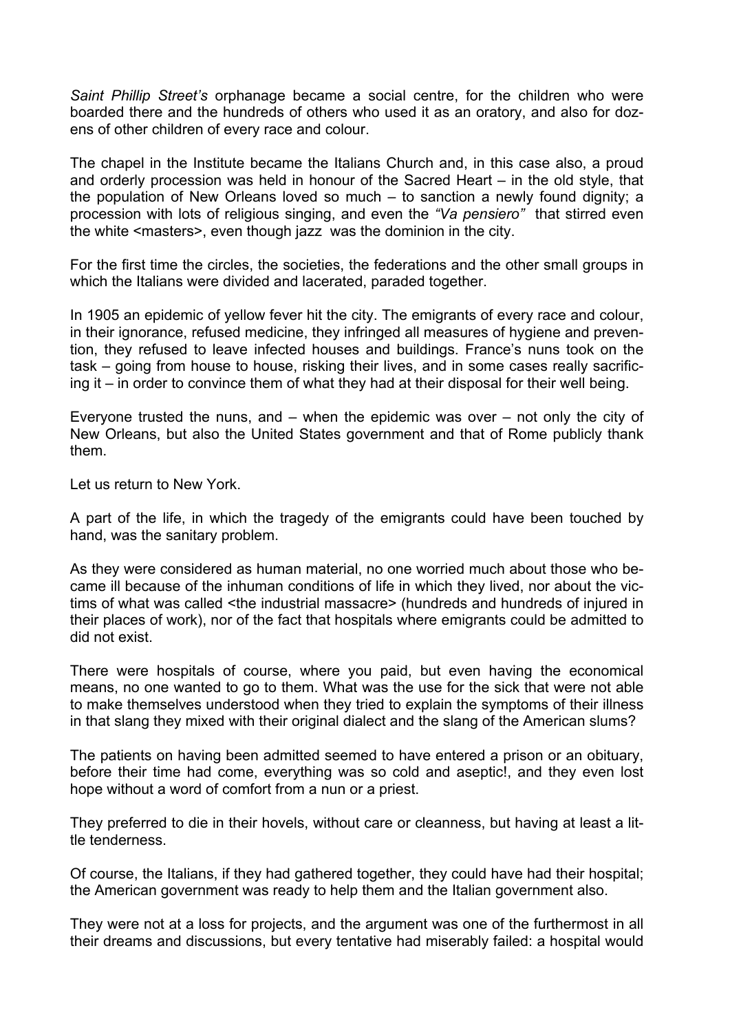*Saint Phillip Street's* orphanage became a social centre, for the children who were boarded there and the hundreds of others who used it as an oratory, and also for dozens of other children of every race and colour.

The chapel in the Institute became the Italians Church and, in this case also, a proud and orderly procession was held in honour of the Sacred Heart – in the old style, that the population of New Orleans loved so much – to sanction a newly found dignity; a procession with lots of religious singing, and even the *"Va pensiero"* that stirred even the white <masters>, even though jazz was the dominion in the city.

For the first time the circles, the societies, the federations and the other small groups in which the Italians were divided and lacerated, paraded together.

In 1905 an epidemic of yellow fever hit the city. The emigrants of every race and colour, in their ignorance, refused medicine, they infringed all measures of hygiene and prevention, they refused to leave infected houses and buildings. France's nuns took on the task – going from house to house, risking their lives, and in some cases really sacrificing it – in order to convince them of what they had at their disposal for their well being.

Everyone trusted the nuns, and – when the epidemic was over – not only the city of New Orleans, but also the United States government and that of Rome publicly thank them.

Let us return to New York.

A part of the life, in which the tragedy of the emigrants could have been touched by hand, was the sanitary problem.

As they were considered as human material, no one worried much about those who became ill because of the inhuman conditions of life in which they lived, nor about the victims of what was called <the industrial massacre> (hundreds and hundreds of injured in their places of work), nor of the fact that hospitals where emigrants could be admitted to did not exist.

There were hospitals of course, where you paid, but even having the economical means, no one wanted to go to them. What was the use for the sick that were not able to make themselves understood when they tried to explain the symptoms of their illness in that slang they mixed with their original dialect and the slang of the American slums?

The patients on having been admitted seemed to have entered a prison or an obituary, before their time had come, everything was so cold and aseptic!, and they even lost hope without a word of comfort from a nun or a priest.

They preferred to die in their hovels, without care or cleanness, but having at least a little tenderness.

Of course, the Italians, if they had gathered together, they could have had their hospital; the American government was ready to help them and the Italian government also.

They were not at a loss for projects, and the argument was one of the furthermost in all their dreams and discussions, but every tentative had miserably failed: a hospital would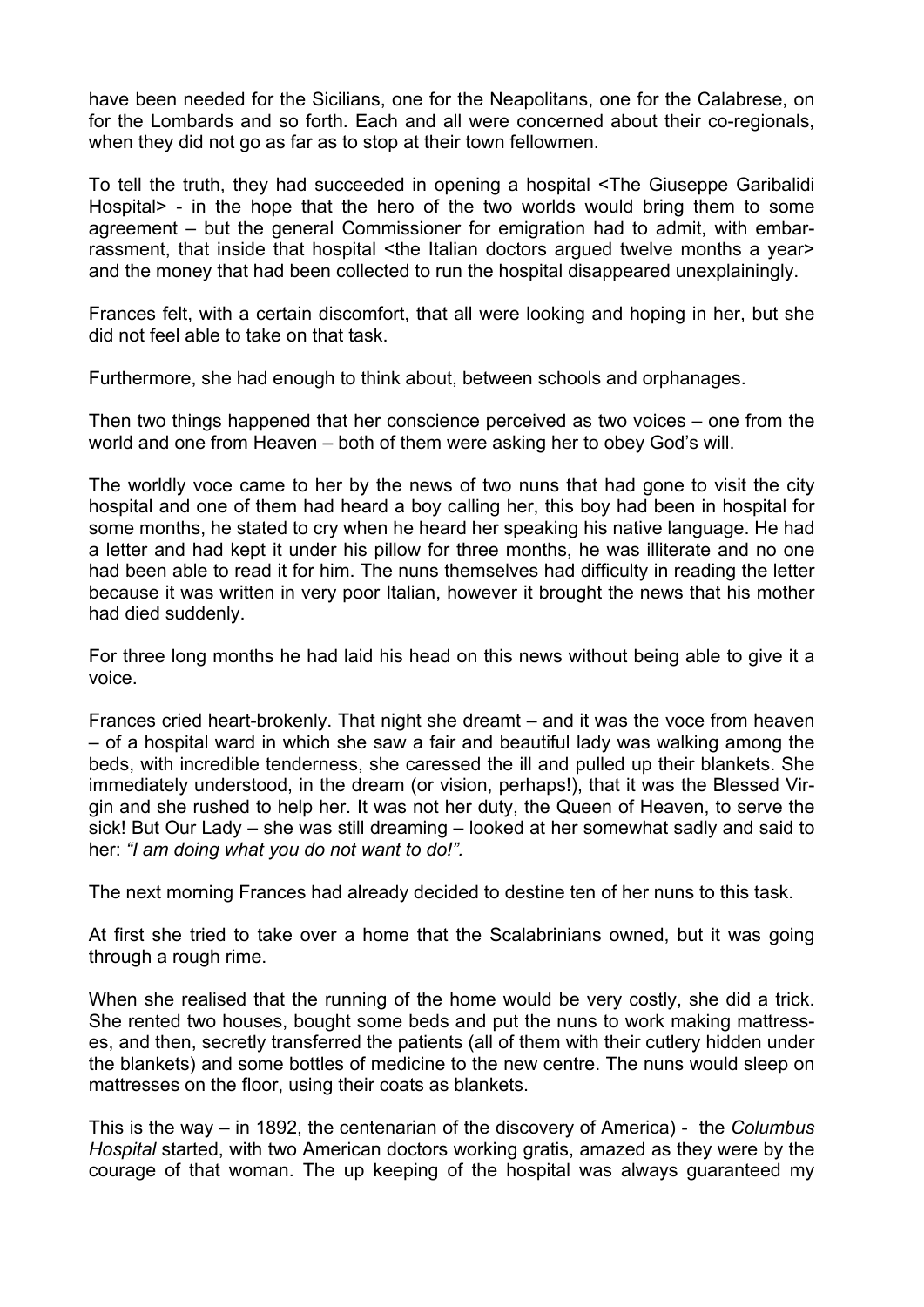have been needed for the Sicilians, one for the Neapolitans, one for the Calabrese, on for the Lombards and so forth. Each and all were concerned about their co-regionals, when they did not go as far as to stop at their town fellowmen.

To tell the truth, they had succeeded in opening a hospital <The Giuseppe Garibalidi Hospital> - in the hope that the hero of the two worlds would bring them to some agreement – but the general Commissioner for emigration had to admit, with embarrassment, that inside that hospital <the Italian doctors argued twelve months a year> and the money that had been collected to run the hospital disappeared unexplainingly.

Frances felt, with a certain discomfort, that all were looking and hoping in her, but she did not feel able to take on that task.

Furthermore, she had enough to think about, between schools and orphanages.

Then two things happened that her conscience perceived as two voices – one from the world and one from Heaven – both of them were asking her to obey God's will.

The worldly voce came to her by the news of two nuns that had gone to visit the city hospital and one of them had heard a boy calling her, this boy had been in hospital for some months, he stated to cry when he heard her speaking his native language. He had a letter and had kept it under his pillow for three months, he was illiterate and no one had been able to read it for him. The nuns themselves had difficulty in reading the letter because it was written in very poor Italian, however it brought the news that his mother had died suddenly.

For three long months he had laid his head on this news without being able to give it a voice.

Frances cried heart-brokenly. That night she dreamt – and it was the voce from heaven – of a hospital ward in which she saw a fair and beautiful lady was walking among the beds, with incredible tenderness, she caressed the ill and pulled up their blankets. She immediately understood, in the dream (or vision, perhaps!), that it was the Blessed Virgin and she rushed to help her. It was not her duty, the Queen of Heaven, to serve the sick! But Our Lady – she was still dreaming – looked at her somewhat sadly and said to her: *"I am doing what you do not want to do!".*

The next morning Frances had already decided to destine ten of her nuns to this task.

At first she tried to take over a home that the Scalabrinians owned, but it was going through a rough rime.

When she realised that the running of the home would be very costly, she did a trick. She rented two houses, bought some beds and put the nuns to work making mattresses, and then, secretly transferred the patients (all of them with their cutlery hidden under the blankets) and some bottles of medicine to the new centre. The nuns would sleep on mattresses on the floor, using their coats as blankets.

This is the way – in 1892, the centenarian of the discovery of America) - the *Columbus Hospital* started, with two American doctors working gratis, amazed as they were by the courage of that woman. The up keeping of the hospital was always guaranteed my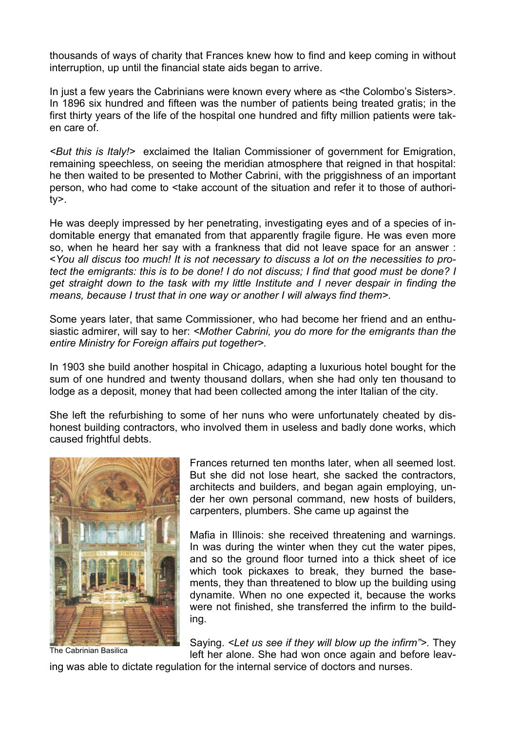thousands of ways of charity that Frances knew how to find and keep coming in without interruption, up until the financial state aids began to arrive.

In just a few years the Cabrinians were known every where as <the Colombo's Sisters>. In 1896 six hundred and fifteen was the number of patients being treated gratis; in the first thirty years of the life of the hospital one hundred and fifty million patients were taken care of.

*<But this is Italy!>* exclaimed the Italian Commissioner of government for Emigration, remaining speechless, on seeing the meridian atmosphere that reigned in that hospital: he then waited to be presented to Mother Cabrini, with the priggishness of an important person, who had come to <take account of the situation and refer it to those of authority>.

He was deeply impressed by her penetrating, investigating eyes and of a species of indomitable energy that emanated from that apparently fragile figure. He was even more so, when he heard her say with a frankness that did not leave space for an answer : *<You all discus too much! It is not necessary to discuss a lot on the necessities to protect the emigrants: this is to be done! I do not discuss; I find that good must be done? I get straight down to the task with my little Institute and I never despair in finding the means, because I trust that in one way or another I will always find them>.*

Some years later, that same Commissioner, who had become her friend and an enthusiastic admirer, will say to her: *<Mother Cabrini, you do more for the emigrants than the entire Ministry for Foreign affairs put together>.*

In 1903 she build another hospital in Chicago, adapting a luxurious hotel bought for the sum of one hundred and twenty thousand dollars, when she had only ten thousand to lodge as a deposit, money that had been collected among the inter Italian of the city.

She left the refurbishing to some of her nuns who were unfortunately cheated by dishonest building contractors, who involved them in useless and badly done works, which caused frightful debts.

The Cabrinian Basilica

Frances returned ten months later, when all seemed lost. But she did not lose heart, she sacked the contractors, architects and builders, and began again employing, under her own personal command, new hosts of builders, carpenters, plumbers. She came up against the Mafia in Illinois: she received threatening and warnings. In was during the winter when they cut the water pipes, and so the ground floor turned into a thick sheet of ice which took pickaxes to break, they burned the basements, they than threatened to blow up the building using dynamite. When no one expected it, because the works were not finished, she transferred the infirm to the building.

Saying. *<Let us see if they will blow up the infirm">.* They left her alone. She had won once again and before leaving was able to dictate regulation for the internal service of doctors and nurses.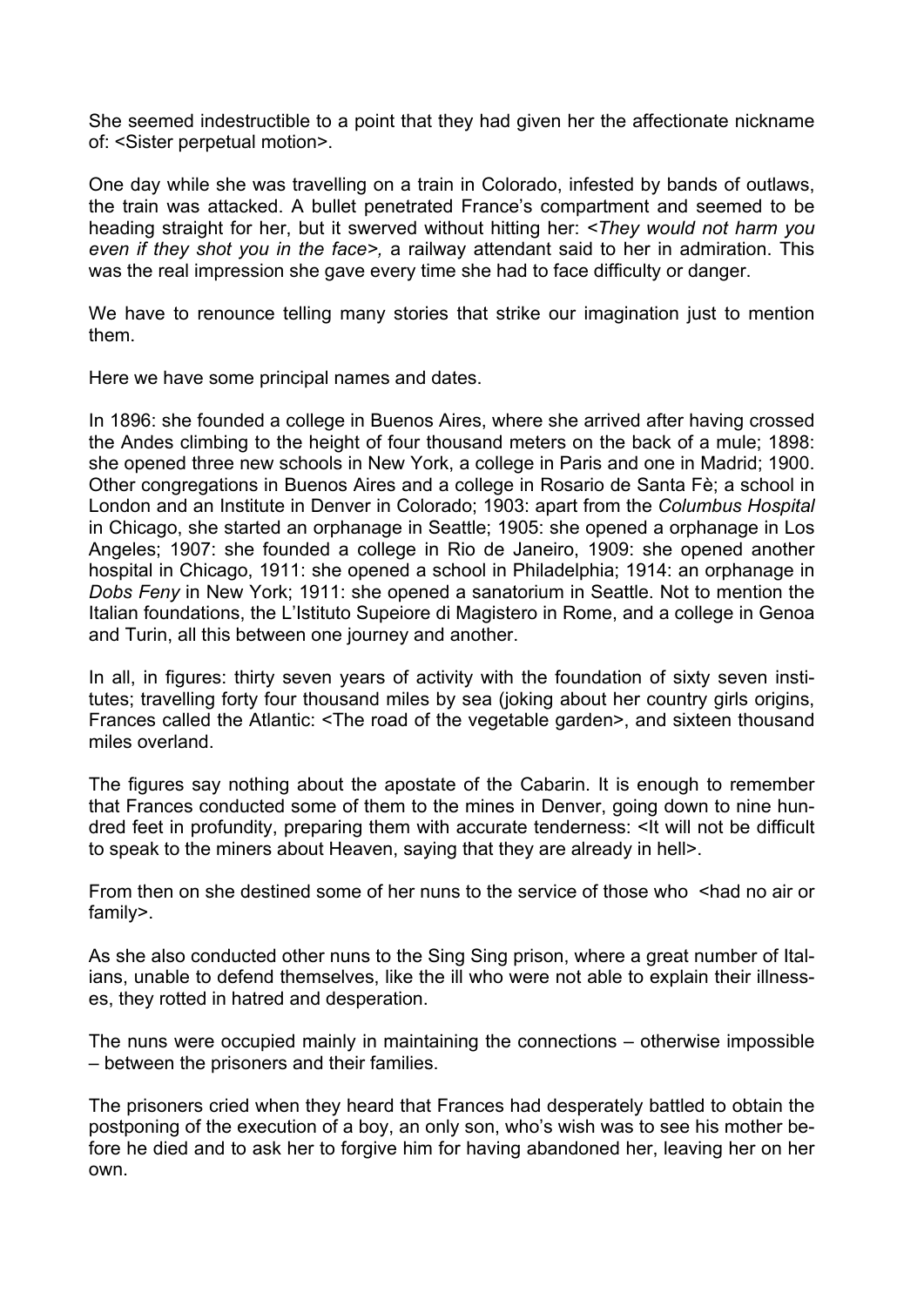She seemed indestructible to a point that they had given her the affectionate nickname of: <Sister perpetual motion>.

One day while she was travelling on a train in Colorado, infested by bands of outlaws, the train was attacked. A bullet penetrated France's compartment and seemed to be heading straight for her, but it swerved without hitting her: *<They would not harm you even if they shot you in the face>,* a railway attendant said to her in admiration. This was the real impression she gave every time she had to face difficulty or danger.

We have to renounce telling many stories that strike our imagination just to mention them.

Here we have some principal names and dates.

In 1896: she founded a college in Buenos Aires, where she arrived after having crossed the Andes climbing to the height of four thousand meters on the back of a mule; 1898: she opened three new schools in New York, a college in Paris and one in Madrid; 1900. Other congregations in Buenos Aires and a college in Rosario de Santa Fè; a school in London and an Institute in Denver in Colorado; 1903: apart from the *Columbus Hospital* in Chicago, she started an orphanage in Seattle; 1905: she opened a orphanage in Los Angeles; 1907: she founded a college in Rio de Janeiro, 1909: she opened another hospital in Chicago, 1911: she opened a school in Philadelphia; 1914: an orphanage in *Dobs Feny* in New York; 1911: she opened a sanatorium in Seattle. Not to mention the Italian foundations, the L'Istituto Supeiore di Magistero in Rome, and a college in Genoa and Turin, all this between one journey and another.

In all, in figures: thirty seven years of activity with the foundation of sixty seven institutes; travelling forty four thousand miles by sea (joking about her country girls origins, Frances called the Atlantic: <The road of the vegetable garden>, and sixteen thousand miles overland.

The figures say nothing about the apostate of the Cabarin. It is enough to remember that Frances conducted some of them to the mines in Denver, going down to nine hundred feet in profundity, preparing them with accurate tenderness: <It will not be difficult to speak to the miners about Heaven, saying that they are already in hell>.

From then on she destined some of her nuns to the service of those who <had no air or family>.

As she also conducted other nuns to the Sing Sing prison, where a great number of Italians, unable to defend themselves, like the ill who were not able to explain their illnesses, they rotted in hatred and desperation.

The nuns were occupied mainly in maintaining the connections – otherwise impossible – between the prisoners and their families.

The prisoners cried when they heard that Frances had desperately battled to obtain the postponing of the execution of a boy, an only son, who's wish was to see his mother before he died and to ask her to forgive him for having abandoned her, leaving her on her own.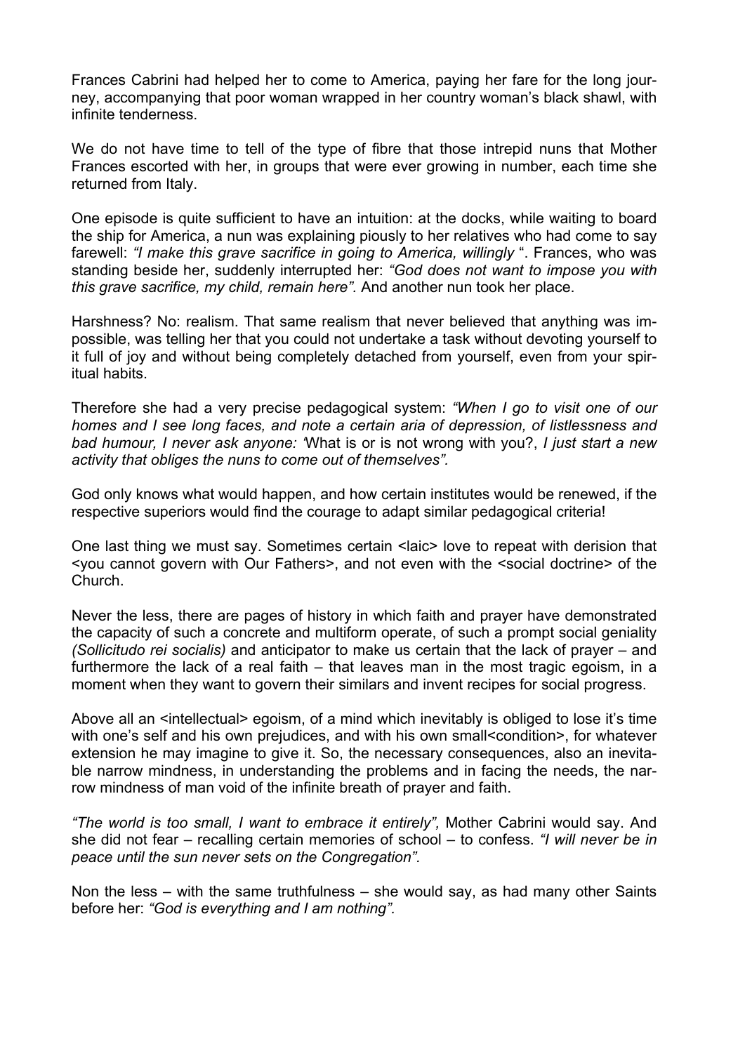Frances Cabrini had helped her to come to America, paying her fare for the long journey, accompanying that poor woman wrapped in her country woman's black shawl, with infinite tenderness.

We do not have time to tell of the type of fibre that those intrepid nuns that Mother Frances escorted with her, in groups that were ever growing in number, each time she returned from Italy.

One episode is quite sufficient to have an intuition: at the docks, while waiting to board the ship for America, a nun was explaining piously to her relatives who had come to say farewell: *"I make this grave sacrifice in going to America, willingly* ". Frances, who was standing beside her, suddenly interrupted her: *"God does not want to impose you with this grave sacrifice, my child, remain here".* And another nun took her place.

Harshness? No: realism. That same realism that never believed that anything was impossible, was telling her that you could not undertake a task without devoting yourself to it full of joy and without being completely detached from yourself, even from your spiritual habits.

Therefore she had a very precise pedagogical system: *"When I go to visit one of our homes and I see long faces, and note a certain aria of depression, of listlessness and bad humour, I never ask anyone: '*What is or is not wrong with you?, *I just start a new activity that obliges the nuns to come out of themselves".*

God only knows what would happen, and how certain institutes would be renewed, if the respective superiors would find the courage to adapt similar pedagogical criteria!

One last thing we must say. Sometimes certain <laic> love to repeat with derision that <you cannot govern with Our Fathers>, and not even with the <social doctrine> of the Church.

Never the less, there are pages of history in which faith and prayer have demonstrated the capacity of such a concrete and multiform operate, of such a prompt social geniality *(Sollicitudo rei socialis)* and anticipator to make us certain that the lack of prayer – and furthermore the lack of a real faith – that leaves man in the most tragic egoism, in a moment when they want to govern their similars and invent recipes for social progress.

Above all an <intellectual> egoism, of a mind which inevitably is obliged to lose it's time with one's self and his own prejudices, and with his own small<condition>, for whatever extension he may imagine to give it. So, the necessary consequences, also an inevitable narrow mindness, in understanding the problems and in facing the needs, the narrow mindness of man void of the infinite breath of prayer and faith.

*"The world is too small, I want to embrace it entirely",* Mother Cabrini would say. And she did not fear – recalling certain memories of school – to confess. *"I will never be in peace until the sun never sets on the Congregation".*

Non the less – with the same truthfulness – she would say, as had many other Saints before her: *"God is everything and I am nothing".*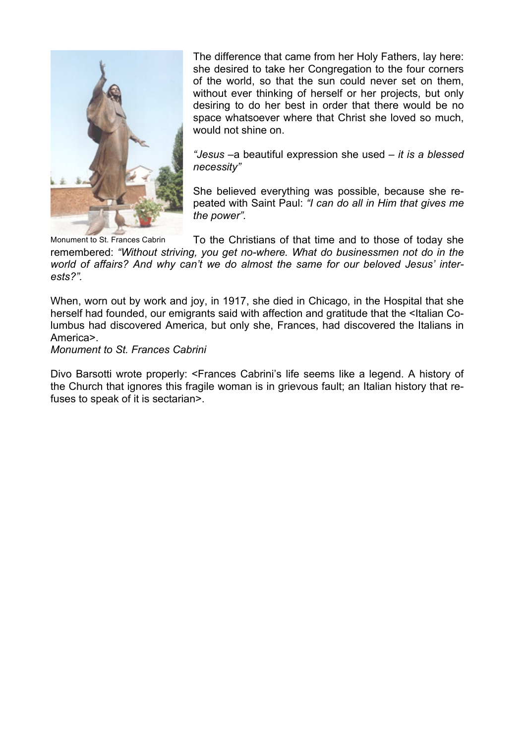Monument to St. Frances Cabrin

The difference that came from her Holy Fathers, lay here: she desired to take her Congregation to the four corners of the world, so that the sun could never set on them, without ever thinking of herself or her projects, but only desiring to do her best in order that there would be no space whatsoever where that Christ she loved so much, would not shine on.

*"Jesus* –a beautiful expression she used – *it is a blessed necessity"*

She believed everything was possible, because she repeated with Saint Paul: *"I can do all in Him that gives me the power".*

To the Christians of that time and to those of today she remembered: *"Without striving, you get no-where. What do businessmen not do in the world of affairs? And why can't we do almost the same for our beloved Jesus' interests?".*

When, worn out by work and joy, in 1917, she died in Chicago, in the Hospital that she herself had founded, our emigrants said with affection and gratitude that the <Italian Columbus had discovered America, but only she, Frances, had discovered the Italians in America>.

*Monument to St. Frances Cabrini*

Divo Barsotti wrote properly: <Frances Cabrini's life seems like a legend. A history of the Church that ignores this fragile woman is in grievous fault; an Italian history that refuses to speak of it is sectarian>.